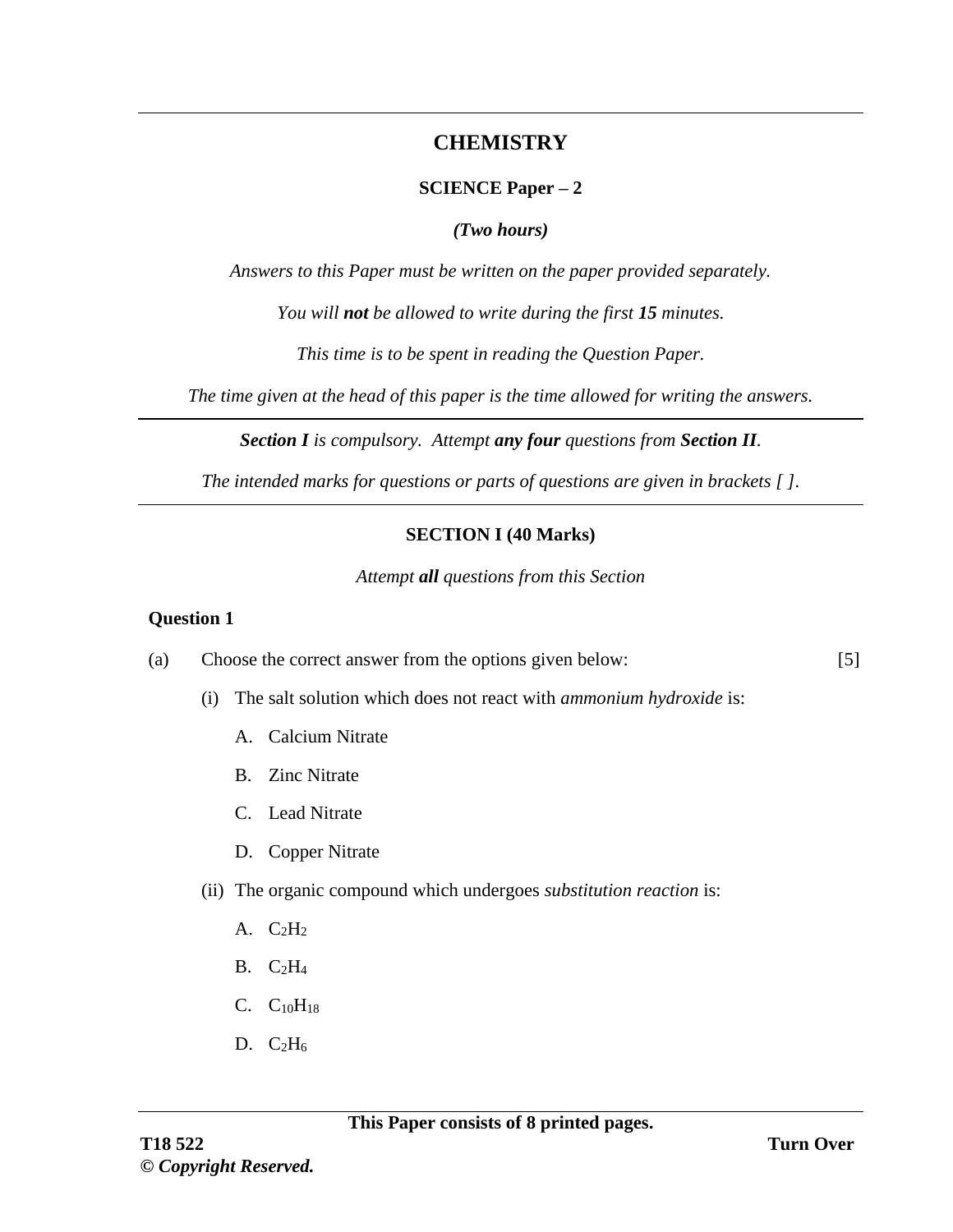# CHEMISTRY

**SCIENCE Paper – 2**

***(Two hours)***

*Answers to this Paper must be written on the paper provided separately.*

*You will **not** be allowed to write during the first **15** minutes.*

*This time is to be spent in reading the Question Paper.*

*The time given at the head of this paper is the time allowed for writing the answers.*

***Section I** is compulsory. Attempt **any four** questions from **Section II**.*

*The intended marks for questions or parts of questions are given in brackets [ ].*

## SECTION I (40 Marks)

*Attempt **all** questions from this Section*

### Question 1

(a) Choose the correct answer from the options given below: [5]

(i) The salt solution which does not react with *ammonium hydroxide* is:

A. Calcium Nitrate

B. Zinc Nitrate

C. Lead Nitrate

D. Copper Nitrate

(ii) The organic compound which undergoes *substitution reaction* is:

A. $C_2H_2$

B. $C_2H_4$

C. $C_{10}H_{18}$

D. $C_2H_6$

**This Paper consists of 8 printed pages.**

**T18 522**

**© *Copyright Reserved.***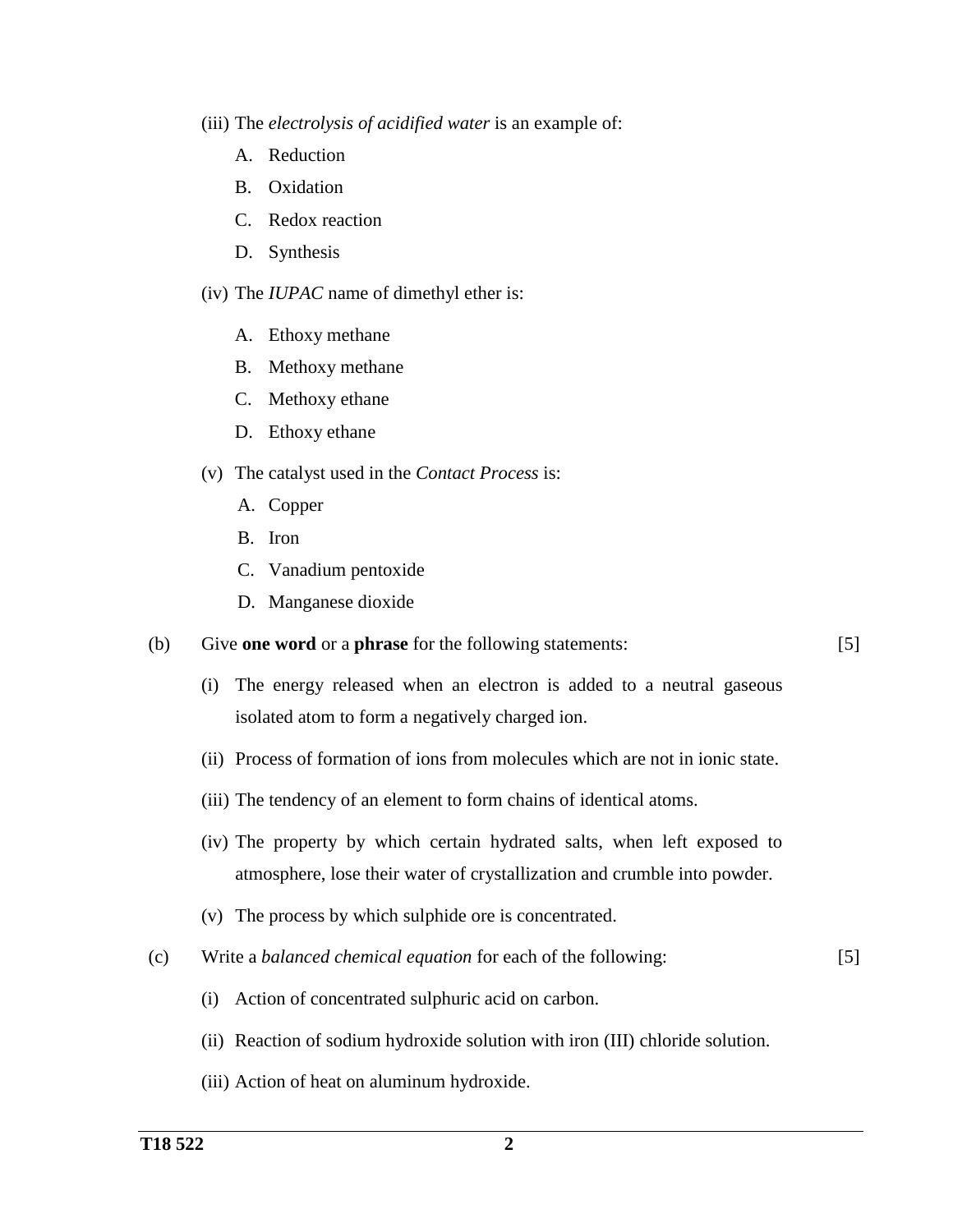(iii) The *electrolysis of acidified water* is an example of:

A. Reduction

B. Oxidation

C. Redox reaction

D. Synthesis

(iv) The *IUPAC* name of dimethyl ether is:

A. Ethoxy methane

B. Methoxy methane

C. Methoxy ethane

D. Ethoxy ethane

(v) The catalyst used in the *Contact Process* is:

A. Copper

B. Iron

C. Vanadium pentoxide

D. Manganese dioxide

(b) Give **one word** or a **phrase** for the following statements: [5]

(i) The energy released when an electron is added to a neutral gaseous isolated atom to form a negatively charged ion.

(ii) Process of formation of ions from molecules which are not in ionic state.

(iii) The tendency of an element to form chains of identical atoms.

(iv) The property by which certain hydrated salts, when left exposed to atmosphere, lose their water of crystallization and crumble into powder.

(v) The process by which sulphide ore is concentrated.

(c) Write a *balanced chemical equation* for each of the following: [5]

(i) Action of concentrated sulphuric acid on carbon.

(ii) Reaction of sodium hydroxide solution with iron (III) chloride solution.

(iii) Action of heat on aluminum hydroxide.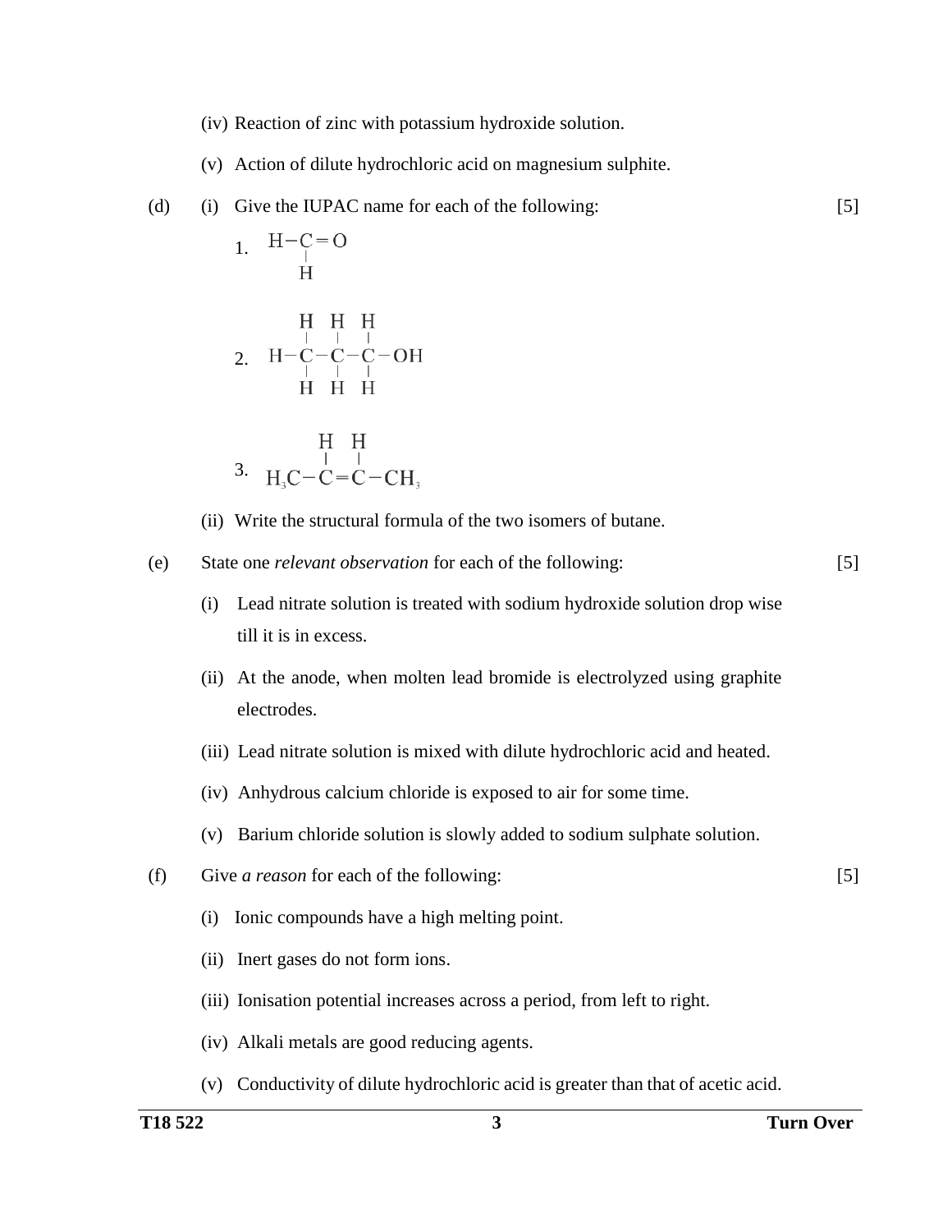(iv) Reaction of zinc with potassium hydroxide solution.

(v) Action of dilute hydrochloric acid on magnesium sulphite.

(d) (i) Give the IUPAC name for each of the following: [5]

1.

$$\begin{array}{l} H-C=O \\ \quad\;\; | \\ \quad\;\; H \end{array}$$

2.

$$\begin{array}{ccccccc} & H & & H & & H & \\ & | & & | & & | & \\ H- & C & - & C & - & C & -OH \\ & | & & | & & | & \\ & H & & H & & H & \end{array}$$

3.

$$\begin{array}{ccccc} & H & & H & \\ & | & & | & \\ H_3C- & C & = & C & -CH_3 \end{array}$$

(ii) Write the structural formula of the two isomers of butane.

(e) State one *relevant observation* for each of the following: [5]

(i) Lead nitrate solution is treated with sodium hydroxide solution drop wise till it is in excess.

(ii) At the anode, when molten lead bromide is electrolyzed using graphite electrodes.

(iii) Lead nitrate solution is mixed with dilute hydrochloric acid and heated.

(iv) Anhydrous calcium chloride is exposed to air for some time.

(v) Barium chloride solution is slowly added to sodium sulphate solution.

(f) Give *a reason* for each of the following: [5]

(i) Ionic compounds have a high melting point.

(ii) Inert gases do not form ions.

(iii) Ionisation potential increases across a period, from left to right.

(iv) Alkali metals are good reducing agents.

(v) Conductivity of dilute hydrochloric acid is greater than that of acetic acid.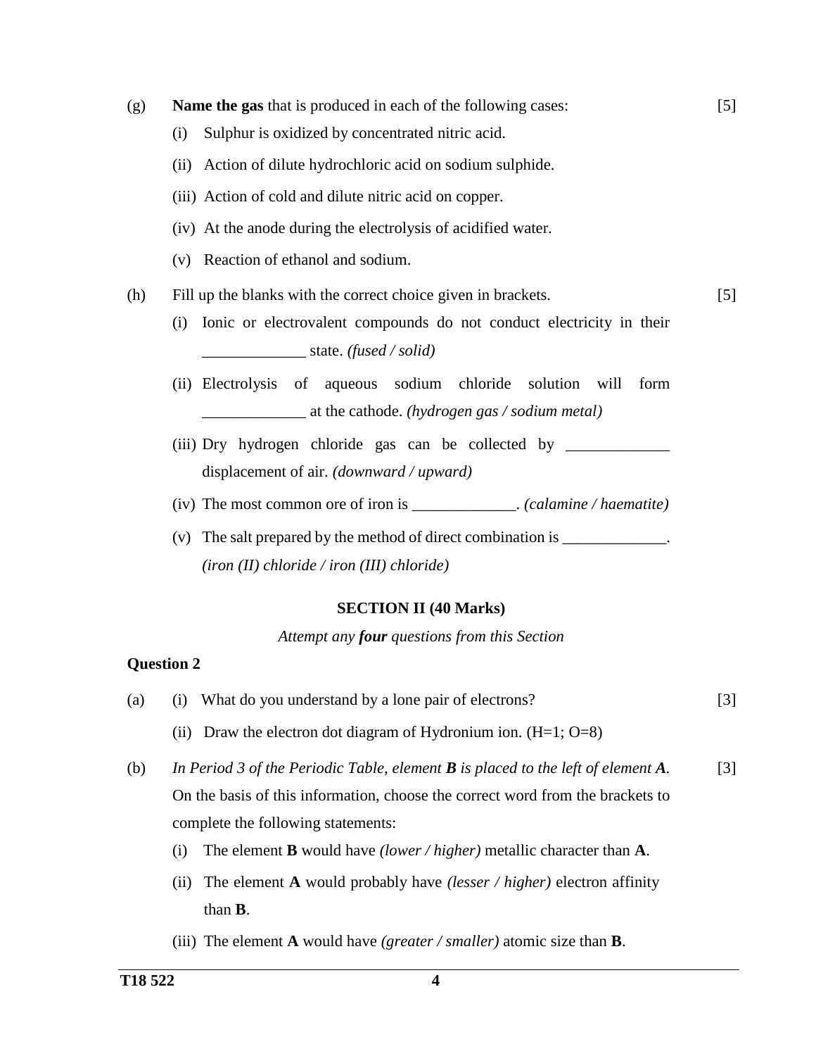(g) **Name the gas** that is produced in each of the following cases: [5]

(i) Sulphur is oxidized by concentrated nitric acid.

(ii) Action of dilute hydrochloric acid on sodium sulphide.

(iii) Action of cold and dilute nitric acid on copper.

(iv) At the anode during the electrolysis of acidified water.

(v) Reaction of ethanol and sodium.

(h) Fill up the blanks with the correct choice given in brackets. [5]

(i) Ionic or electrovalent compounds do not conduct electricity in their _____________ state. *(fused / solid)*

(ii) Electrolysis of aqueous sodium chloride solution will form _____________ at the cathode. *(hydrogen gas / sodium metal)*

(iii) Dry hydrogen chloride gas can be collected by _____________ displacement of air. *(downward / upward)*

(iv) The most common ore of iron is _____________. *(calamine / haematite)*

(v) The salt prepared by the method of direct combination is _____________. *(iron (II) chloride / iron (III) chloride)*

## SECTION II (40 Marks)

*Attempt any **four** questions from this Section*

### Question 2

(a) (i) What do you understand by a lone pair of electrons? [3]

(ii) Draw the electron dot diagram of Hydronium ion. (H=1; O=8)

(b) *In Period 3 of the Periodic Table, element **B** is placed to the left of element **A**.* On the basis of this information, choose the correct word from the brackets to complete the following statements: [3]

(i) The element **B** would have *(lower / higher)* metallic character than **A**.

(ii) The element **A** would probably have *(lesser / higher)* electron affinity than **B**.

(iii) The element **A** would have *(greater / smaller)* atomic size than **B**.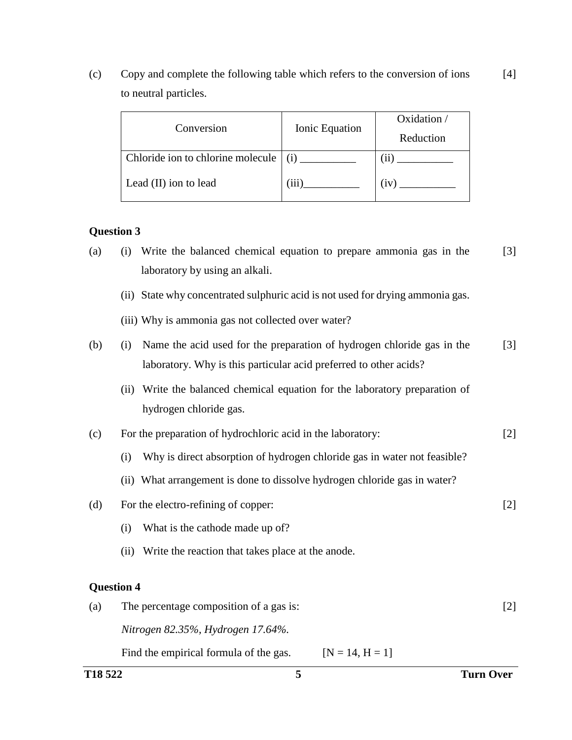(c) Copy and complete the following table which refers to the conversion of ions to neutral particles. [4]

| Conversion | Ionic Equation | Oxidation / Reduction |
| --- | --- | --- |
| Chloride ion to chlorine molecule | (i) __________ | (ii) __________ |
| Lead (II) ion to lead | (iii)__________ | (iv) __________ |

### Question 3

(a) (i) Write the balanced chemical equation to prepare ammonia gas in the laboratory by using an alkali. [3]

(ii) State why concentrated sulphuric acid is not used for drying ammonia gas.

(iii) Why is ammonia gas not collected over water?

(b) (i) Name the acid used for the preparation of hydrogen chloride gas in the laboratory. Why is this particular acid preferred to other acids? [3]

(ii) Write the balanced chemical equation for the laboratory preparation of hydrogen chloride gas.

(c) For the preparation of hydrochloric acid in the laboratory: [2]

(i) Why is direct absorption of hydrogen chloride gas in water not feasible?

(ii) What arrangement is done to dissolve hydrogen chloride gas in water?

(d) For the electro-refining of copper: [2]

(i) What is the cathode made up of?

(ii) Write the reaction that takes place at the anode.

### Question 4

(a) The percentage composition of a gas is: [2]

*Nitrogen 82.35%, Hydrogen 17.64%.*

Find the empirical formula of the gas. [N = 14, H = 1]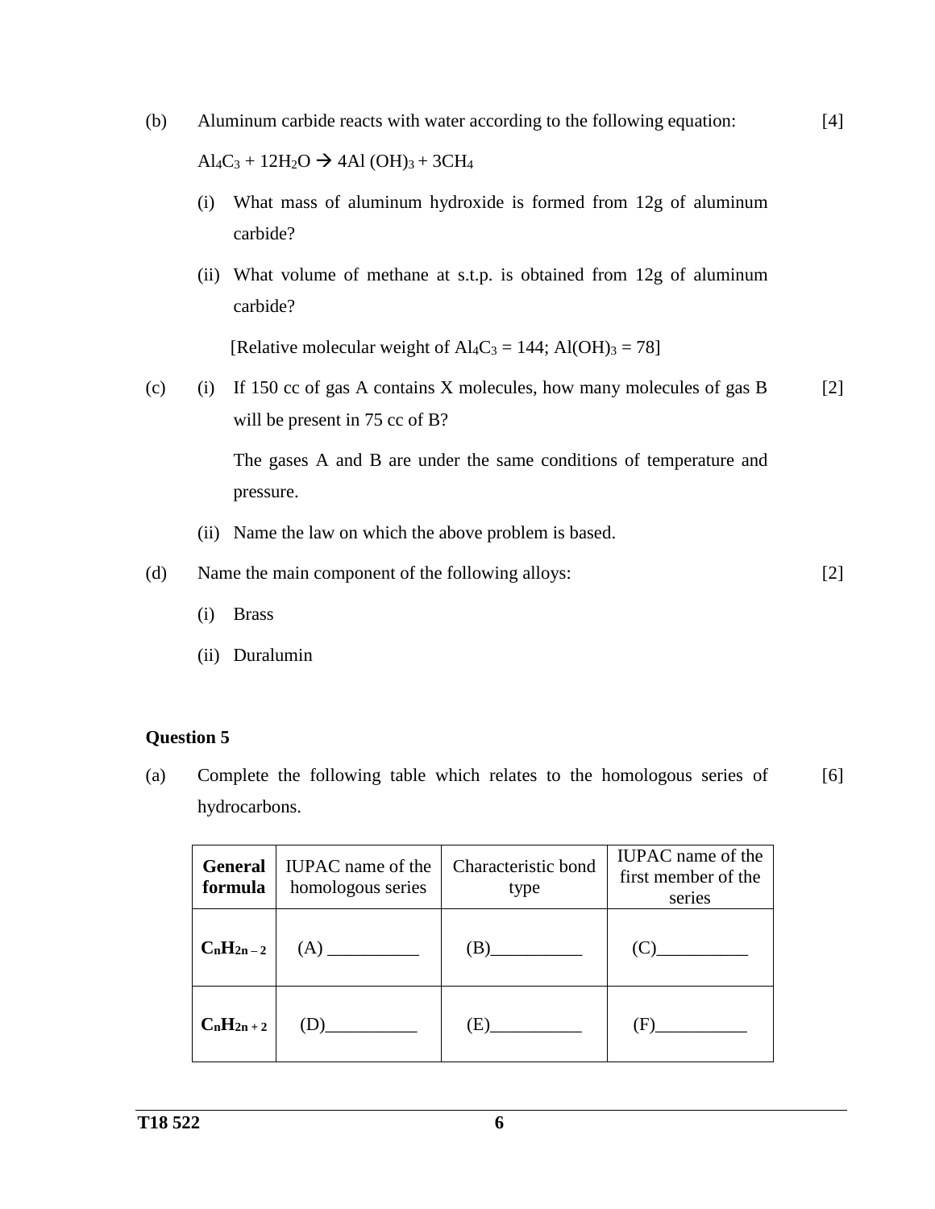(b) Aluminum carbide reacts with water according to the following equation: [4]

$Al_4C_3 + 12H_2O \rightarrow 4Al(OH)_3 + 3CH_4$

(i) What mass of aluminum hydroxide is formed from 12g of aluminum carbide?

(ii) What volume of methane at s.t.p. is obtained from 12g of aluminum carbide?

[Relative molecular weight of $Al_4C_3$ = 144; $Al(OH)_3$ = 78]

(c) (i) If 150 cc of gas A contains X molecules, how many molecules of gas B will be present in 75 cc of B? [2]

The gases A and B are under the same conditions of temperature and pressure.

(ii) Name the law on which the above problem is based.

(d) Name the main component of the following alloys: [2]

(i) Brass

(ii) Duralumin

**Question 5**

(a) Complete the following table which relates to the homologous series of hydrocarbons. [6]

| **General formula** | IUPAC name of the homologous series | Characteristic bond type | IUPAC name of the first member of the series |
|---|---|---|---|
| $C_nH_{2n-2}$ | (A) __________ | (B)__________ | (C)__________ |
| $C_nH_{2n+2}$ | (D)__________ | (E)__________ | (F)__________ |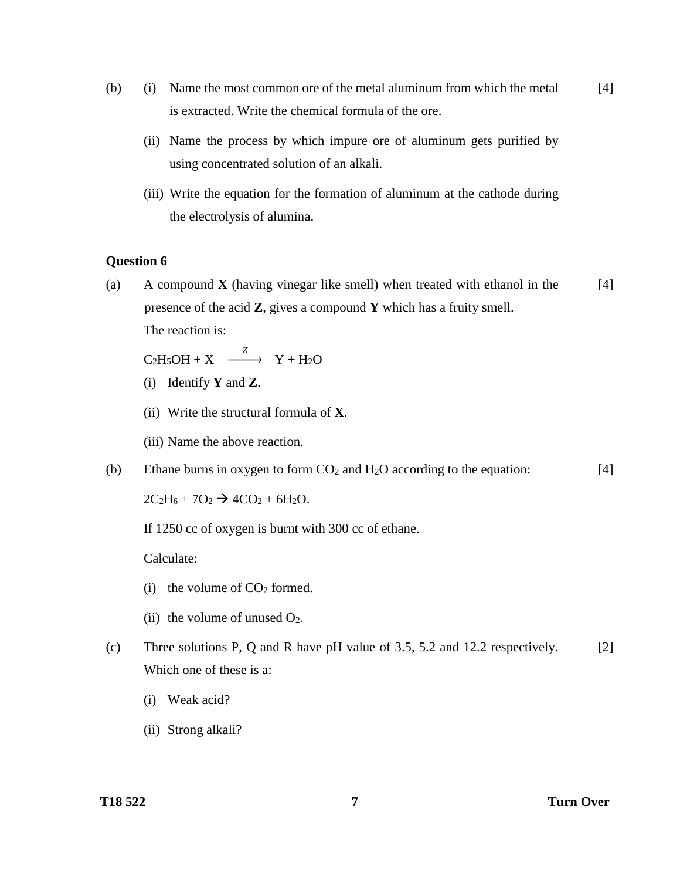(b) (i) Name the most common ore of the metal aluminum from which the metal is extracted. Write the chemical formula of the ore. [4]

(ii) Name the process by which impure ore of aluminum gets purified by using concentrated solution of an alkali.

(iii) Write the equation for the formation of aluminum at the cathode during the electrolysis of alumina.

**Question 6**

(a) A compound **X** (having vinegar like smell) when treated with ethanol in the presence of the acid **Z**, gives a compound **Y** which has a fruity smell. [4]

The reaction is:

$$C_2H_5OH + X \xrightarrow{Z} Y + H_2O$$

(i) Identify **Y** and **Z**.

(ii) Write the structural formula of **X**.

(iii) Name the above reaction.

(b) Ethane burns in oxygen to form $CO_2$ and $H_2O$ according to the equation: [4]

$$2C_2H_6 + 7O_2 \rightarrow 4CO_2 + 6H_2O.$$

If 1250 cc of oxygen is burnt with 300 cc of ethane.

Calculate:

(i) the volume of $CO_2$ formed.

(ii) the volume of unused $O_2$.

(c) Three solutions P, Q and R have pH value of 3.5, 5.2 and 12.2 respectively. Which one of these is a: [2]

(i) Weak acid?

(ii) Strong alkali?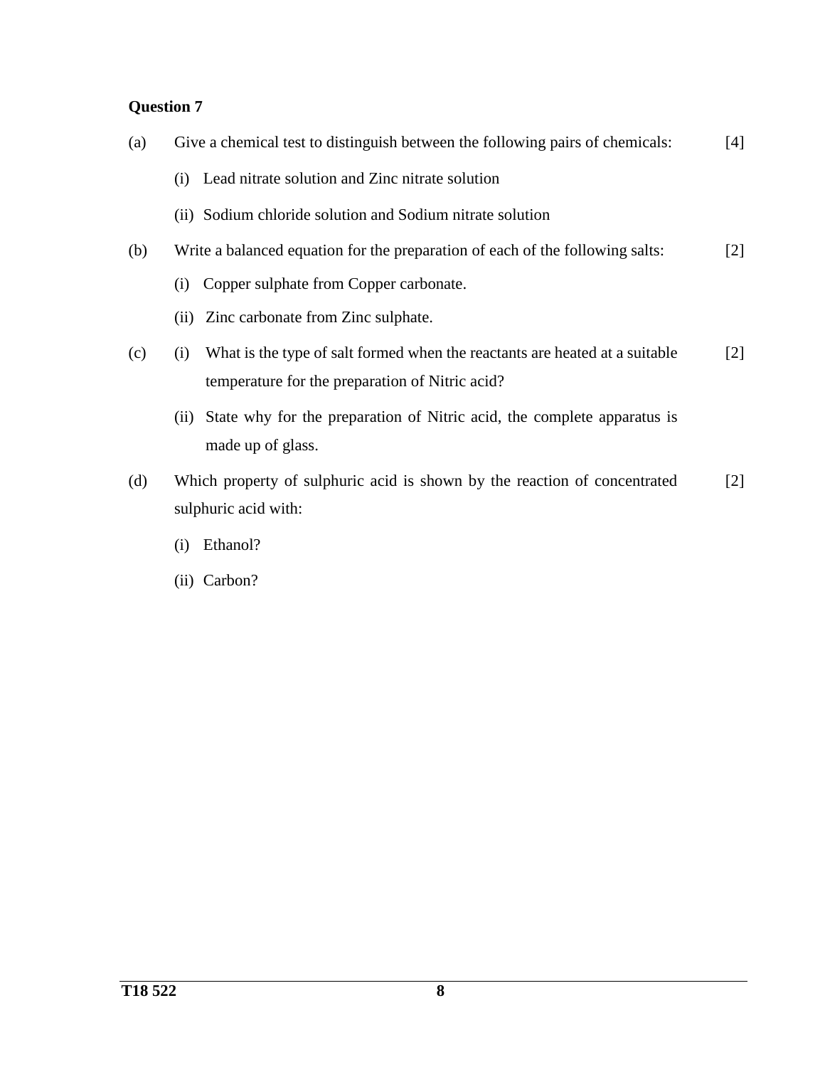**Question 7**

(a) Give a chemical test to distinguish between the following pairs of chemicals: [4]

(i) Lead nitrate solution and Zinc nitrate solution

(ii) Sodium chloride solution and Sodium nitrate solution

(b) Write a balanced equation for the preparation of each of the following salts: [2]

(i) Copper sulphate from Copper carbonate.

(ii) Zinc carbonate from Zinc sulphate.

(c) (i) What is the type of salt formed when the reactants are heated at a suitable temperature for the preparation of Nitric acid? [2]

(ii) State why for the preparation of Nitric acid, the complete apparatus is made up of glass.

(d) Which property of sulphuric acid is shown by the reaction of concentrated sulphuric acid with: [2]

(i) Ethanol?

(ii) Carbon?